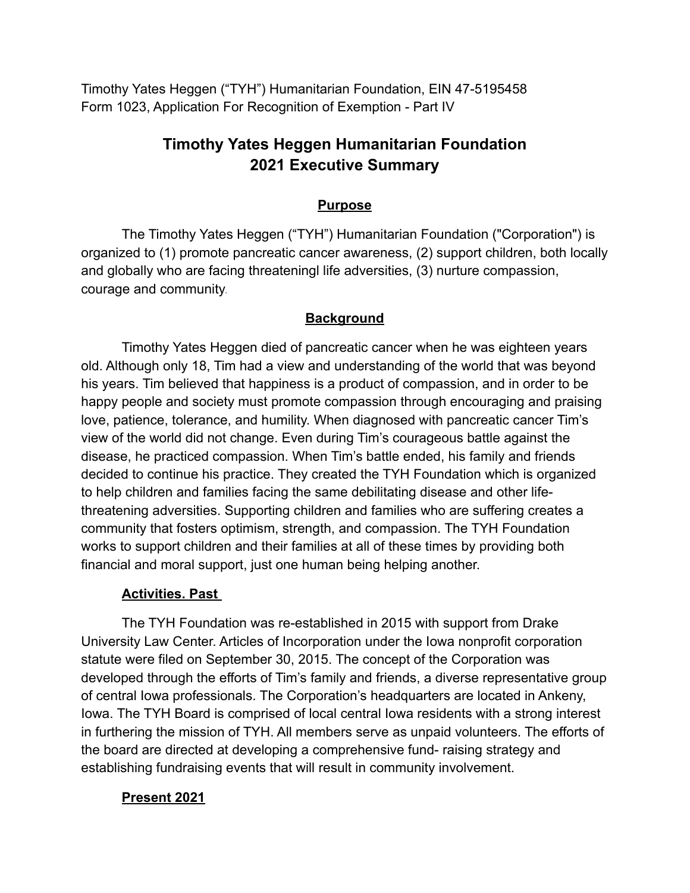Timothy Yates Heggen ("TYH") Humanitarian Foundation, EIN 47-5195458
Form 1023, Application For Recognition of Exemption - Part IV

# Timothy Yates Heggen Humanitarian Foundation
# 2021 Executive Summary

## Purpose

The Timothy Yates Heggen ("TYH") Humanitarian Foundation ("Corporation") is organized to (1) promote pancreatic cancer awareness, (2) support children, both locally and globally who are facing threateningl life adversities, (3) nurture compassion, courage and community.

## Background

Timothy Yates Heggen died of pancreatic cancer when he was eighteen years old. Although only 18, Tim had a view and understanding of the world that was beyond his years. Tim believed that happiness is a product of compassion, and in order to be happy people and society must promote compassion through encouraging and praising love, patience, tolerance, and humility. When diagnosed with pancreatic cancer Tim's view of the world did not change. Even during Tim's courageous battle against the disease, he practiced compassion. When Tim's battle ended, his family and friends decided to continue his practice. They created the TYH Foundation which is organized to help children and families facing the same debilitating disease and other life-threatening adversities. Supporting children and families who are suffering creates a community that fosters optimism, strength, and compassion. The TYH Foundation works to support children and their families at all of these times by providing both financial and moral support, just one human being helping another.

### Activities. Past

The TYH Foundation was re-established in 2015 with support from Drake University Law Center. Articles of Incorporation under the Iowa nonprofit corporation statute were filed on September 30, 2015. The concept of the Corporation was developed through the efforts of Tim's family and friends, a diverse representative group of central Iowa professionals. The Corporation's headquarters are located in Ankeny, Iowa. The TYH Board is comprised of local central Iowa residents with a strong interest in furthering the mission of TYH. All members serve as unpaid volunteers. The efforts of the board are directed at developing a comprehensive fund- raising strategy and establishing fundraising events that will result in community involvement.

### Present 2021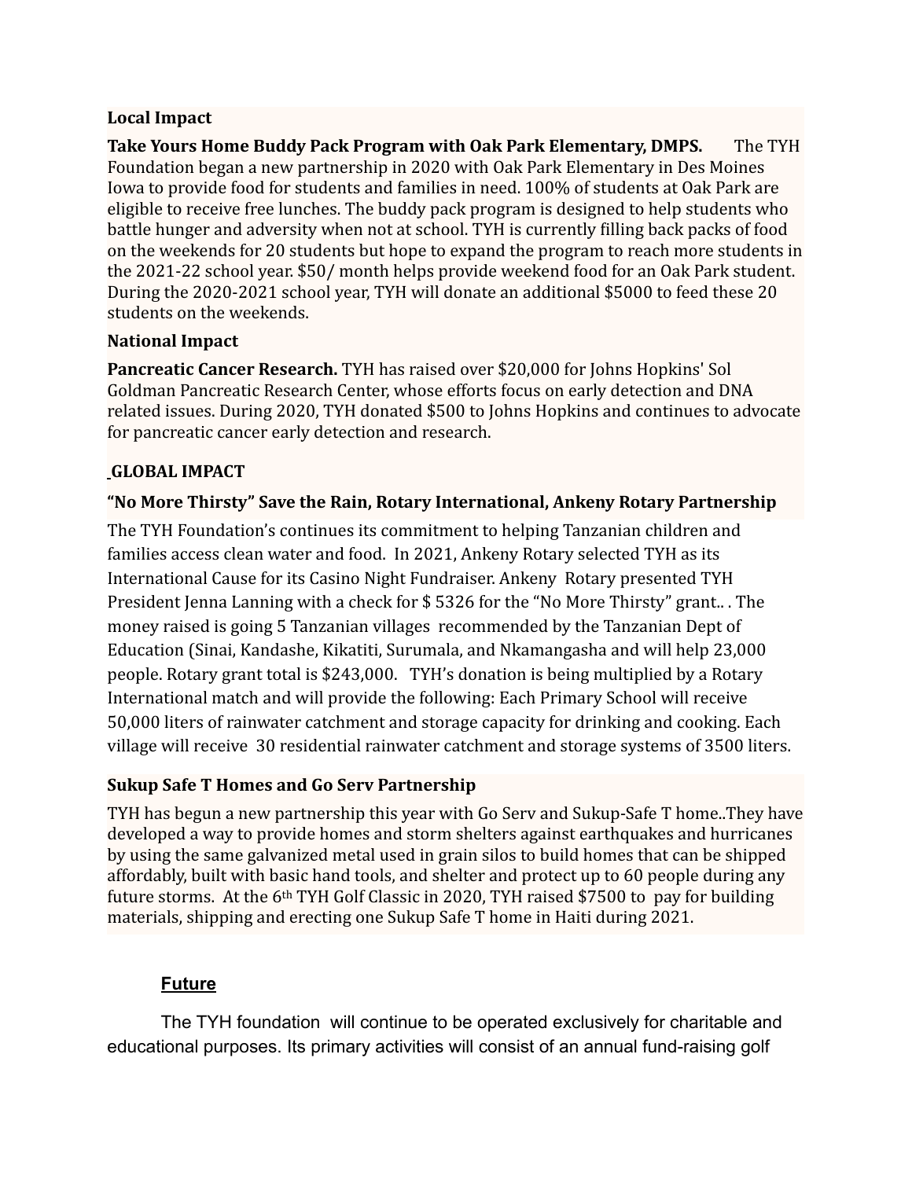**Local Impact**

**Take Yours Home Buddy Pack Program with Oak Park Elementary, DMPS.** The TYH Foundation began a new partnership in 2020 with Oak Park Elementary in Des Moines Iowa to provide food for students and families in need. 100% of students at Oak Park are eligible to receive free lunches. The buddy pack program is designed to help students who battle hunger and adversity when not at school. TYH is currently filling back packs of food on the weekends for 20 students but hope to expand the program to reach more students in the 2021-22 school year. $50/ month helps provide weekend food for an Oak Park student. During the 2020-2021 school year, TYH will donate an additional $5000 to feed these 20 students on the weekends.

**National Impact**

**Pancreatic Cancer Research.** TYH has raised over $20,000 for Johns Hopkins' Sol Goldman Pancreatic Research Center, whose efforts focus on early detection and DNA related issues. During 2020, TYH donated $500 to Johns Hopkins and continues to advocate for pancreatic cancer early detection and research.

**GLOBAL IMPACT**

**"No More Thirsty" Save the Rain, Rotary International, Ankeny Rotary Partnership**

The TYH Foundation's continues its commitment to helping Tanzanian children and families access clean water and food. In 2021, Ankeny Rotary selected TYH as its International Cause for its Casino Night Fundraiser. Ankeny Rotary presented TYH President Jenna Lanning with a check for $ 5326 for the "No More Thirsty" grant.. . The money raised is going 5 Tanzanian villages recommended by the Tanzanian Dept of Education (Sinai, Kandashe, Kikatiti, Surumala, and Nkamangasha and will help 23,000 people. Rotary grant total is $243,000. TYH's donation is being multiplied by a Rotary International match and will provide the following: Each Primary School will receive 50,000 liters of rainwater catchment and storage capacity for drinking and cooking. Each village will receive 30 residential rainwater catchment and storage systems of 3500 liters.

**Sukup Safe T Homes and Go Serv Partnership**

TYH has begun a new partnership this year with Go Serv and Sukup-Safe T home..They have developed a way to provide homes and storm shelters against earthquakes and hurricanes by using the same galvanized metal used in grain silos to build homes that can be shipped affordably, built with basic hand tools, and shelter and protect up to 60 people during any future storms. At the 6th TYH Golf Classic in 2020, TYH raised $7500 to pay for building materials, shipping and erecting one Sukup Safe T home in Haiti during 2021.

**Future**

The TYH foundation will continue to be operated exclusively for charitable and educational purposes. Its primary activities will consist of an annual fund-raising golf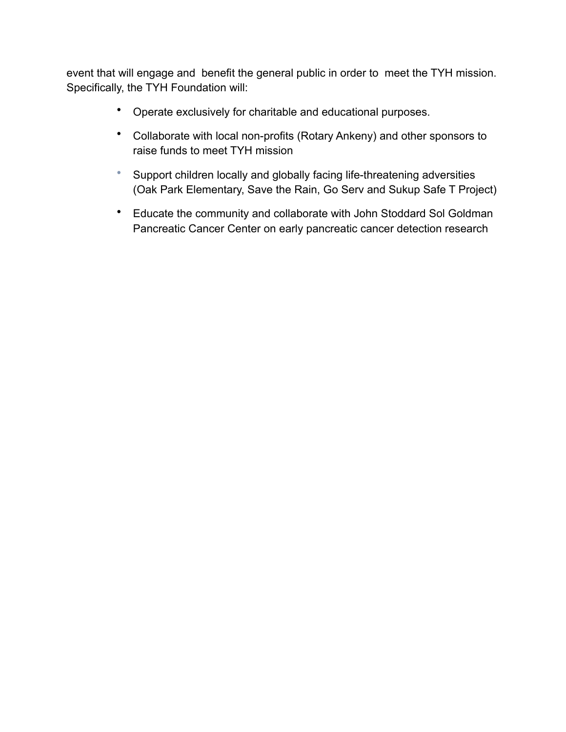event that will engage and benefit the general public in order to meet the TYH mission. Specifically, the TYH Foundation will:

- Operate exclusively for charitable and educational purposes.
- Collaborate with local non-profits (Rotary Ankeny) and other sponsors to raise funds to meet TYH mission
- Support children locally and globally facing life-threatening adversities (Oak Park Elementary, Save the Rain, Go Serv and Sukup Safe T Project)
- Educate the community and collaborate with John Stoddard Sol Goldman Pancreatic Cancer Center on early pancreatic cancer detection research